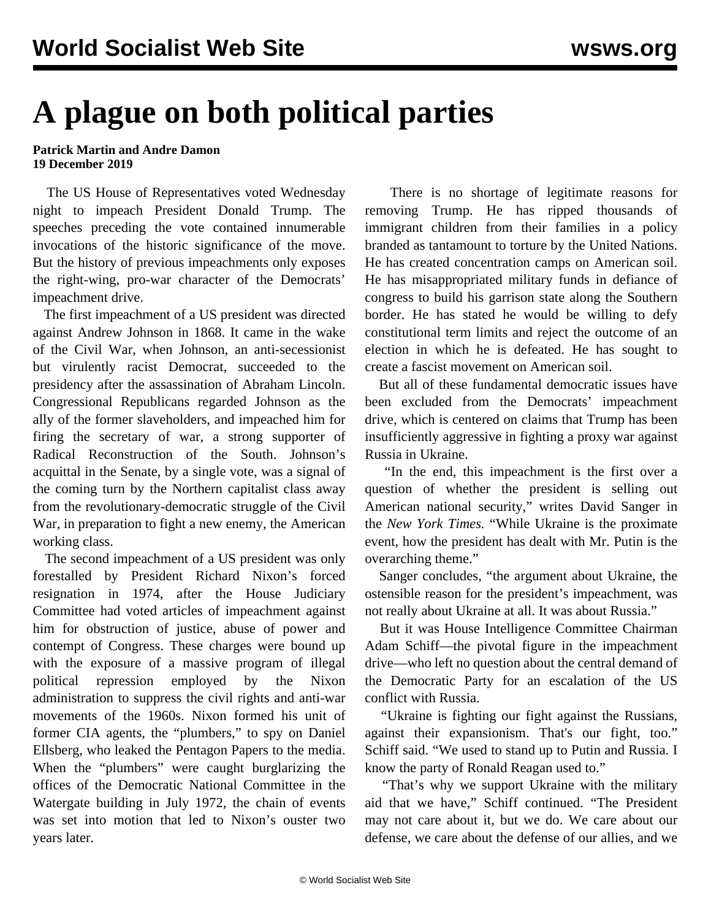# A plague on both political parties

**Patrick Martin and Andre Damon**
**19 December 2019**

The US House of Representatives voted Wednesday night to impeach President Donald Trump. The speeches preceding the vote contained innumerable invocations of the historic significance of the move. But the history of previous impeachments only exposes the right-wing, pro-war character of the Democrats' impeachment drive.

The first impeachment of a US president was directed against Andrew Johnson in 1868. It came in the wake of the Civil War, when Johnson, an anti-secessionist but virulently racist Democrat, succeeded to the presidency after the assassination of Abraham Lincoln. Congressional Republicans regarded Johnson as the ally of the former slaveholders, and impeached him for firing the secretary of war, a strong supporter of Radical Reconstruction of the South. Johnson's acquittal in the Senate, by a single vote, was a signal of the coming turn by the Northern capitalist class away from the revolutionary-democratic struggle of the Civil War, in preparation to fight a new enemy, the American working class.

The second impeachment of a US president was only forestalled by President Richard Nixon's forced resignation in 1974, after the House Judiciary Committee had voted articles of impeachment against him for obstruction of justice, abuse of power and contempt of Congress. These charges were bound up with the exposure of a massive program of illegal political repression employed by the Nixon administration to suppress the civil rights and anti-war movements of the 1960s. Nixon formed his unit of former CIA agents, the "plumbers," to spy on Daniel Ellsberg, who leaked the Pentagon Papers to the media. When the "plumbers" were caught burglarizing the offices of the Democratic National Committee in the Watergate building in July 1972, the chain of events was set into motion that led to Nixon's ouster two years later.

There is no shortage of legitimate reasons for removing Trump. He has ripped thousands of immigrant children from their families in a policy branded as tantamount to torture by the United Nations. He has created concentration camps on American soil. He has misappropriated military funds in defiance of congress to build his garrison state along the Southern border. He has stated he would be willing to defy constitutional term limits and reject the outcome of an election in which he is defeated. He has sought to create a fascist movement on American soil.

But all of these fundamental democratic issues have been excluded from the Democrats' impeachment drive, which is centered on claims that Trump has been insufficiently aggressive in fighting a proxy war against Russia in Ukraine.

"In the end, this impeachment is the first over a question of whether the president is selling out American national security," writes David Sanger in the *New York Times.* "While Ukraine is the proximate event, how the president has dealt with Mr. Putin is the overarching theme."

Sanger concludes, "the argument about Ukraine, the ostensible reason for the president's impeachment, was not really about Ukraine at all. It was about Russia."

But it was House Intelligence Committee Chairman Adam Schiff—the pivotal figure in the impeachment drive—who left no question about the central demand of the Democratic Party for an escalation of the US conflict with Russia.

"Ukraine is fighting our fight against the Russians, against their expansionism. That's our fight, too." Schiff said. "We used to stand up to Putin and Russia. I know the party of Ronald Reagan used to."

"That's why we support Ukraine with the military aid that we have," Schiff continued. "The President may not care about it, but we do. We care about our defense, we care about the defense of our allies, and we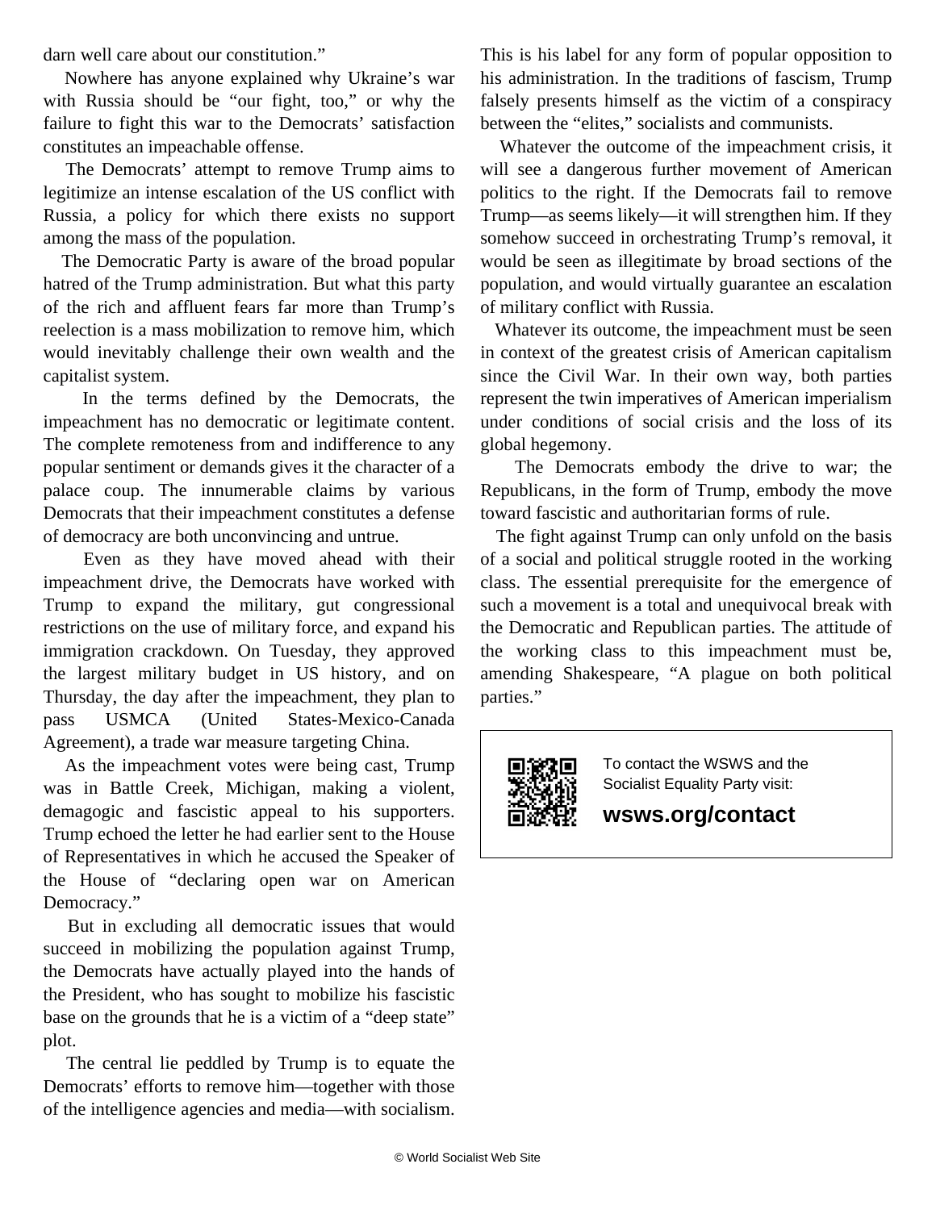darn well care about our constitution."

Nowhere has anyone explained why Ukraine's war with Russia should be "our fight, too," or why the failure to fight this war to the Democrats' satisfaction constitutes an impeachable offense.

The Democrats' attempt to remove Trump aims to legitimize an intense escalation of the US conflict with Russia, a policy for which there exists no support among the mass of the population.

The Democratic Party is aware of the broad popular hatred of the Trump administration. But what this party of the rich and affluent fears far more than Trump's reelection is a mass mobilization to remove him, which would inevitably challenge their own wealth and the capitalist system.

In the terms defined by the Democrats, the impeachment has no democratic or legitimate content. The complete remoteness from and indifference to any popular sentiment or demands gives it the character of a palace coup. The innumerable claims by various Democrats that their impeachment constitutes a defense of democracy are both unconvincing and untrue.

Even as they have moved ahead with their impeachment drive, the Democrats have worked with Trump to expand the military, gut congressional restrictions on the use of military force, and expand his immigration crackdown. On Tuesday, they approved the largest military budget in US history, and on Thursday, the day after the impeachment, they plan to pass USMCA (United States-Mexico-Canada Agreement), a trade war measure targeting China.

As the impeachment votes were being cast, Trump was in Battle Creek, Michigan, making a violent, demagogic and fascistic appeal to his supporters. Trump echoed the letter he had earlier sent to the House of Representatives in which he accused the Speaker of the House of "declaring open war on American Democracy."

But in excluding all democratic issues that would succeed in mobilizing the population against Trump, the Democrats have actually played into the hands of the President, who has sought to mobilize his fascistic base on the grounds that he is a victim of a "deep state" plot.

The central lie peddled by Trump is to equate the Democrats' efforts to remove him—together with those of the intelligence agencies and media—with socialism. This is his label for any form of popular opposition to his administration. In the traditions of fascism, Trump falsely presents himself as the victim of a conspiracy between the "elites," socialists and communists.

Whatever the outcome of the impeachment crisis, it will see a dangerous further movement of American politics to the right. If the Democrats fail to remove Trump—as seems likely—it will strengthen him. If they somehow succeed in orchestrating Trump's removal, it would be seen as illegitimate by broad sections of the population, and would virtually guarantee an escalation of military conflict with Russia.

Whatever its outcome, the impeachment must be seen in context of the greatest crisis of American capitalism since the Civil War. In their own way, both parties represent the twin imperatives of American imperialism under conditions of social crisis and the loss of its global hegemony.

The Democrats embody the drive to war; the Republicans, in the form of Trump, embody the move toward fascistic and authoritarian forms of rule.

The fight against Trump can only unfold on the basis of a social and political struggle rooted in the working class. The essential prerequisite for the emergence of such a movement is a total and unequivocal break with the Democratic and Republican parties. The attitude of the working class to this impeachment must be, amending Shakespeare, "A plague on both political parties."

To contact the WSWS and the Socialist Equality Party visit:

**wsws.org/contact**